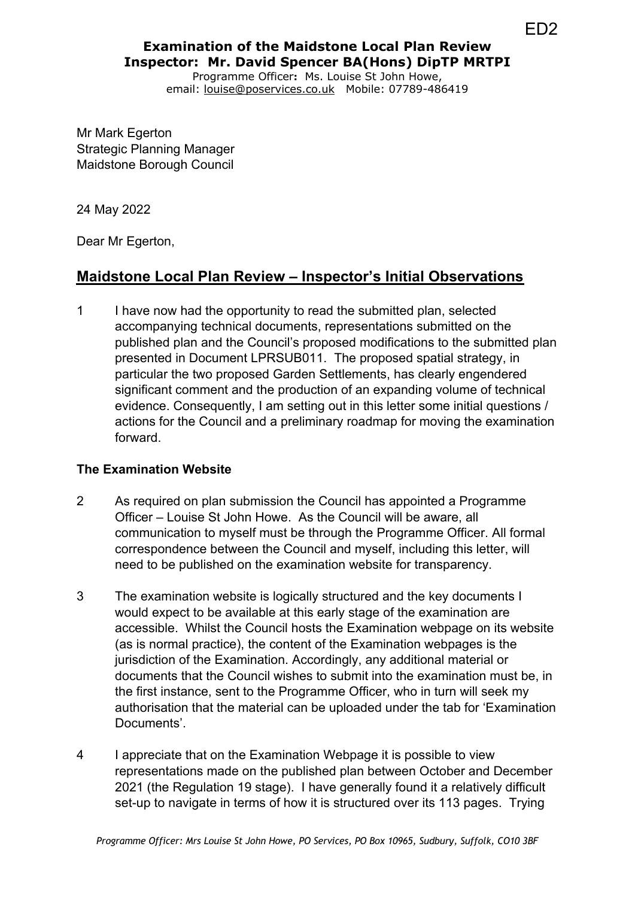ED2

**Examination of the Maidstone Local Plan Review**
**Inspector: Mr. David Spencer BA(Hons) DipTP MRTPI**

Programme Officer**:** Ms. Louise St John Howe,
email: louise@poservices.co.uk Mobile: 07789-486419

Mr Mark Egerton
Strategic Planning Manager
Maidstone Borough Council

24 May 2022

Dear Mr Egerton,

## Maidstone Local Plan Review – Inspector's Initial Observations

1 I have now had the opportunity to read the submitted plan, selected accompanying technical documents, representations submitted on the published plan and the Council's proposed modifications to the submitted plan presented in Document LPRSUB011. The proposed spatial strategy, in particular the two proposed Garden Settlements, has clearly engendered significant comment and the production of an expanding volume of technical evidence. Consequently, I am setting out in this letter some initial questions / actions for the Council and a preliminary roadmap for moving the examination forward.

### The Examination Website

2 As required on plan submission the Council has appointed a Programme Officer – Louise St John Howe. As the Council will be aware, all communication to myself must be through the Programme Officer. All formal correspondence between the Council and myself, including this letter, will need to be published on the examination website for transparency.

3 The examination website is logically structured and the key documents I would expect to be available at this early stage of the examination are accessible. Whilst the Council hosts the Examination webpage on its website (as is normal practice), the content of the Examination webpages is the jurisdiction of the Examination. Accordingly, any additional material or documents that the Council wishes to submit into the examination must be, in the first instance, sent to the Programme Officer, who in turn will seek my authorisation that the material can be uploaded under the tab for 'Examination Documents'.

4 I appreciate that on the Examination Webpage it is possible to view representations made on the published plan between October and December 2021 (the Regulation 19 stage). I have generally found it a relatively difficult set-up to navigate in terms of how it is structured over its 113 pages. Trying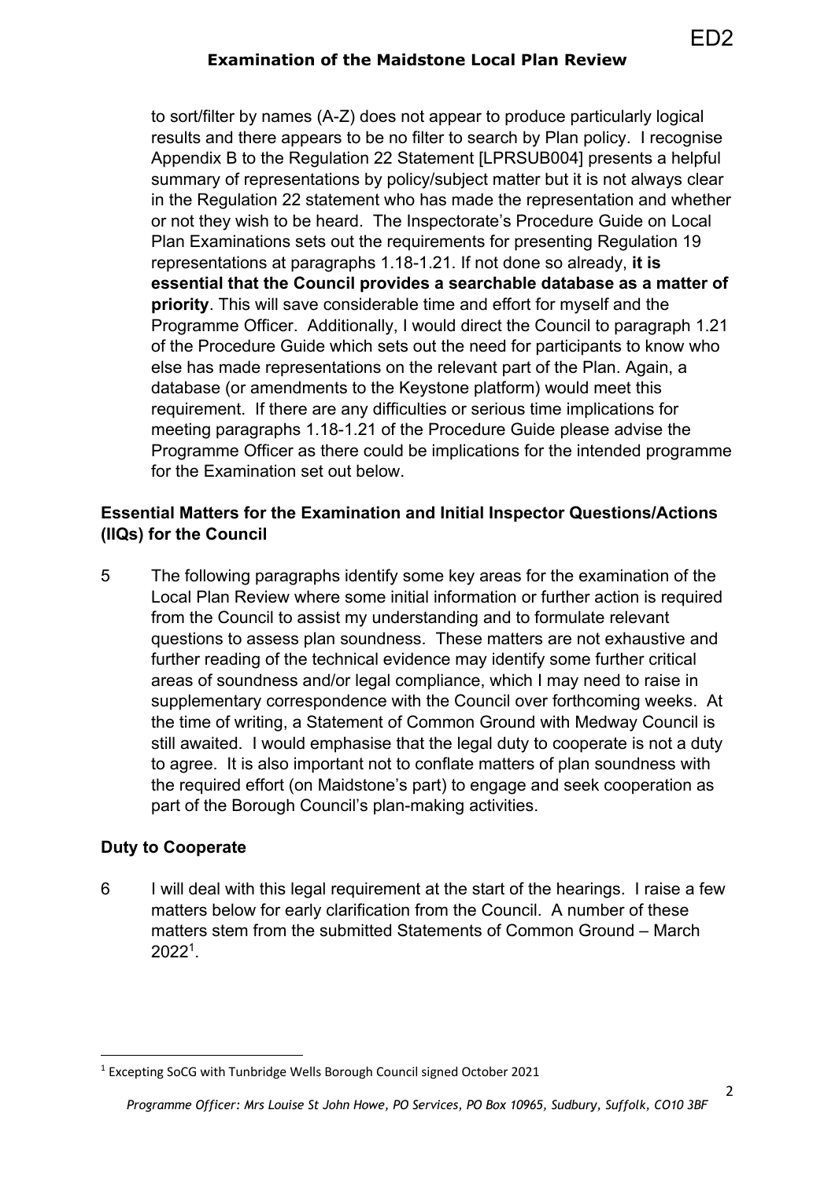to sort/filter by names (A-Z) does not appear to produce particularly logical results and there appears to be no filter to search by Plan policy. I recognise Appendix B to the Regulation 22 Statement [LPRSUB004] presents a helpful summary of representations by policy/subject matter but it is not always clear in the Regulation 22 statement who has made the representation and whether or not they wish to be heard. The Inspectorate's Procedure Guide on Local Plan Examinations sets out the requirements for presenting Regulation 19 representations at paragraphs 1.18-1.21. If not done so already, **it is essential that the Council provides a searchable database as a matter of priority**. This will save considerable time and effort for myself and the Programme Officer. Additionally, I would direct the Council to paragraph 1.21 of the Procedure Guide which sets out the need for participants to know who else has made representations on the relevant part of the Plan. Again, a database (or amendments to the Keystone platform) would meet this requirement. If there are any difficulties or serious time implications for meeting paragraphs 1.18-1.21 of the Procedure Guide please advise the Programme Officer as there could be implications for the intended programme for the Examination set out below.

## Essential Matters for the Examination and Initial Inspector Questions/Actions (IIQs) for the Council

5 The following paragraphs identify some key areas for the examination of the Local Plan Review where some initial information or further action is required from the Council to assist my understanding and to formulate relevant questions to assess plan soundness. These matters are not exhaustive and further reading of the technical evidence may identify some further critical areas of soundness and/or legal compliance, which I may need to raise in supplementary correspondence with the Council over forthcoming weeks. At the time of writing, a Statement of Common Ground with Medway Council is still awaited. I would emphasise that the legal duty to cooperate is not a duty to agree. It is also important not to conflate matters of plan soundness with the required effort (on Maidstone's part) to engage and seek cooperation as part of the Borough Council's plan-making activities.

## Duty to Cooperate

6 I will deal with this legal requirement at the start of the hearings. I raise a few matters below for early clarification from the Council. A number of these matters stem from the submitted Statements of Common Ground – March 2022[1].

[1] Excepting SoCG with Tunbridge Wells Borough Council signed October 2021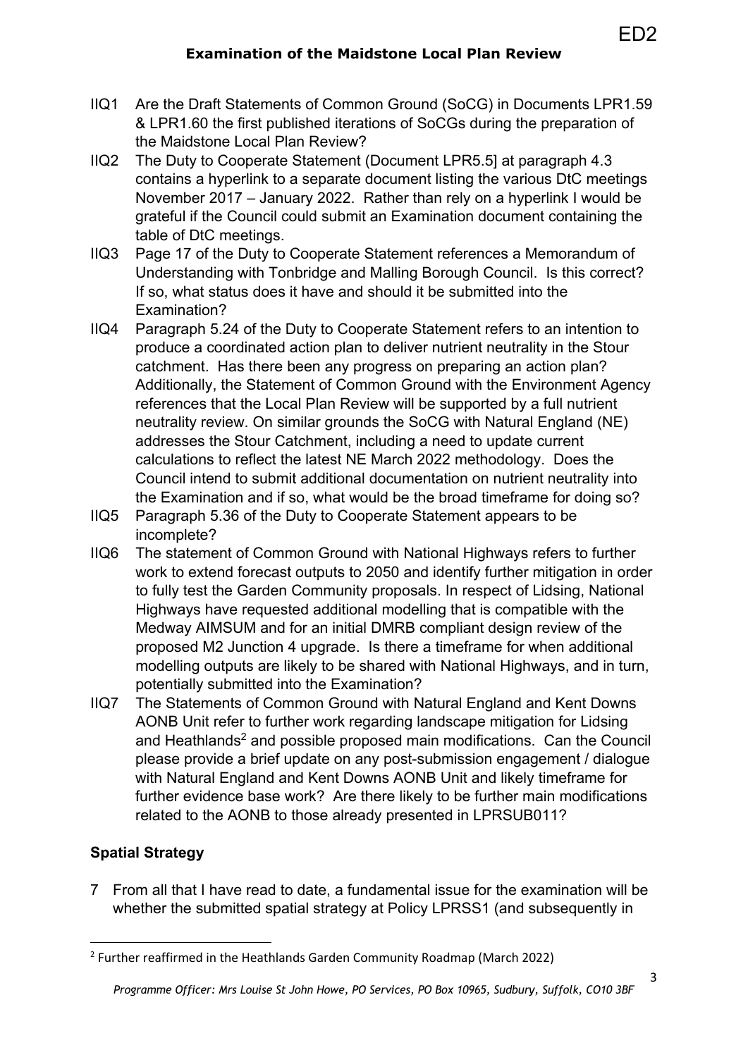- IIQ1 Are the Draft Statements of Common Ground (SoCG) in Documents LPR1.59 & LPR1.60 the first published iterations of SoCGs during the preparation of the Maidstone Local Plan Review?
- IIQ2 The Duty to Cooperate Statement (Document LPR5.5] at paragraph 4.3 contains a hyperlink to a separate document listing the various DtC meetings November 2017 – January 2022. Rather than rely on a hyperlink I would be grateful if the Council could submit an Examination document containing the table of DtC meetings.
- IIQ3 Page 17 of the Duty to Cooperate Statement references a Memorandum of Understanding with Tonbridge and Malling Borough Council. Is this correct? If so, what status does it have and should it be submitted into the Examination?
- IIQ4 Paragraph 5.24 of the Duty to Cooperate Statement refers to an intention to produce a coordinated action plan to deliver nutrient neutrality in the Stour catchment. Has there been any progress on preparing an action plan? Additionally, the Statement of Common Ground with the Environment Agency references that the Local Plan Review will be supported by a full nutrient neutrality review. On similar grounds the SoCG with Natural England (NE) addresses the Stour Catchment, including a need to update current calculations to reflect the latest NE March 2022 methodology. Does the Council intend to submit additional documentation on nutrient neutrality into the Examination and if so, what would be the broad timeframe for doing so?
- IIQ5 Paragraph 5.36 of the Duty to Cooperate Statement appears to be incomplete?
- IIQ6 The statement of Common Ground with National Highways refers to further work to extend forecast outputs to 2050 and identify further mitigation in order to fully test the Garden Community proposals. In respect of Lidsing, National Highways have requested additional modelling that is compatible with the Medway AIMSUM and for an initial DMRB compliant design review of the proposed M2 Junction 4 upgrade. Is there a timeframe for when additional modelling outputs are likely to be shared with National Highways, and in turn, potentially submitted into the Examination?
- IIQ7 The Statements of Common Ground with Natural England and Kent Downs AONB Unit refer to further work regarding landscape mitigation for Lidsing and Heathlands[2] and possible proposed main modifications. Can the Council please provide a brief update on any post-submission engagement / dialogue with Natural England and Kent Downs AONB Unit and likely timeframe for further evidence base work? Are there likely to be further main modifications related to the AONB to those already presented in LPRSUB011?

## Spatial Strategy

7 From all that I have read to date, a fundamental issue for the examination will be whether the submitted spatial strategy at Policy LPRSS1 (and subsequently in

[2] Further reaffirmed in the Heathlands Garden Community Roadmap (March 2022)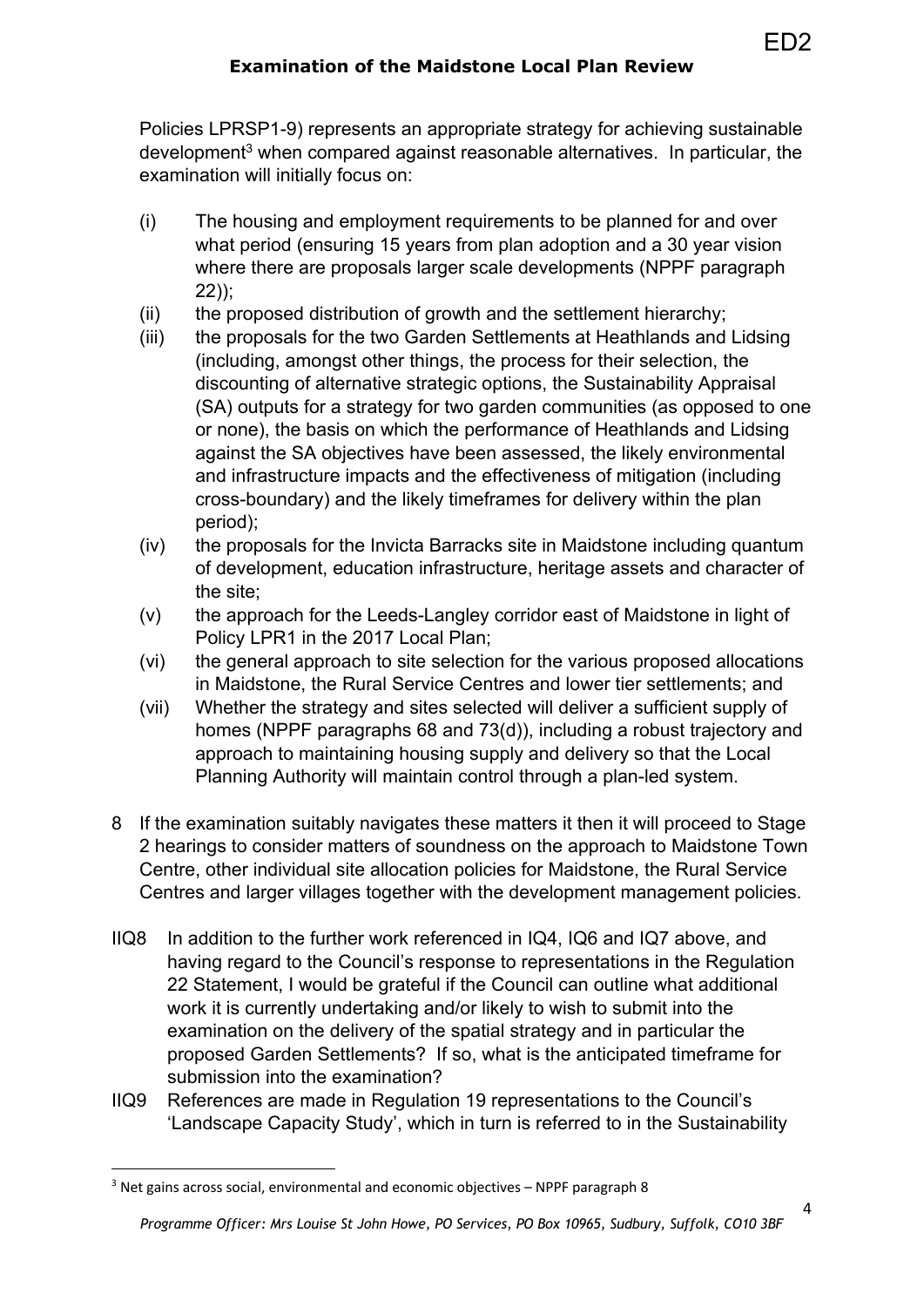Policies LPRSP1-9) represents an appropriate strategy for achieving sustainable development[3] when compared against reasonable alternatives. In particular, the examination will initially focus on:

(i) The housing and employment requirements to be planned for and over what period (ensuring 15 years from plan adoption and a 30 year vision where there are proposals larger scale developments (NPPF paragraph 22));

(ii) the proposed distribution of growth and the settlement hierarchy;

(iii) the proposals for the two Garden Settlements at Heathlands and Lidsing (including, amongst other things, the process for their selection, the discounting of alternative strategic options, the Sustainability Appraisal (SA) outputs for a strategy for two garden communities (as opposed to one or none), the basis on which the performance of Heathlands and Lidsing against the SA objectives have been assessed, the likely environmental and infrastructure impacts and the effectiveness of mitigation (including cross-boundary) and the likely timeframes for delivery within the plan period);

(iv) the proposals for the Invicta Barracks site in Maidstone including quantum of development, education infrastructure, heritage assets and character of the site;

(v) the approach for the Leeds-Langley corridor east of Maidstone in light of Policy LPR1 in the 2017 Local Plan;

(vi) the general approach to site selection for the various proposed allocations in Maidstone, the Rural Service Centres and lower tier settlements; and

(vii) Whether the strategy and sites selected will deliver a sufficient supply of homes (NPPF paragraphs 68 and 73(d)), including a robust trajectory and approach to maintaining housing supply and delivery so that the Local Planning Authority will maintain control through a plan-led system.

8 If the examination suitably navigates these matters it then it will proceed to Stage 2 hearings to consider matters of soundness on the approach to Maidstone Town Centre, other individual site allocation policies for Maidstone, the Rural Service Centres and larger villages together with the development management policies.

IIQ8 In addition to the further work referenced in IQ4, IQ6 and IQ7 above, and having regard to the Council's response to representations in the Regulation 22 Statement, I would be grateful if the Council can outline what additional work it is currently undertaking and/or likely to wish to submit into the examination on the delivery of the spatial strategy and in particular the proposed Garden Settlements? If so, what is the anticipated timeframe for submission into the examination?

IIQ9 References are made in Regulation 19 representations to the Council's 'Landscape Capacity Study', which in turn is referred to in the Sustainability

[3] Net gains across social, environmental and economic objectives – NPPF paragraph 8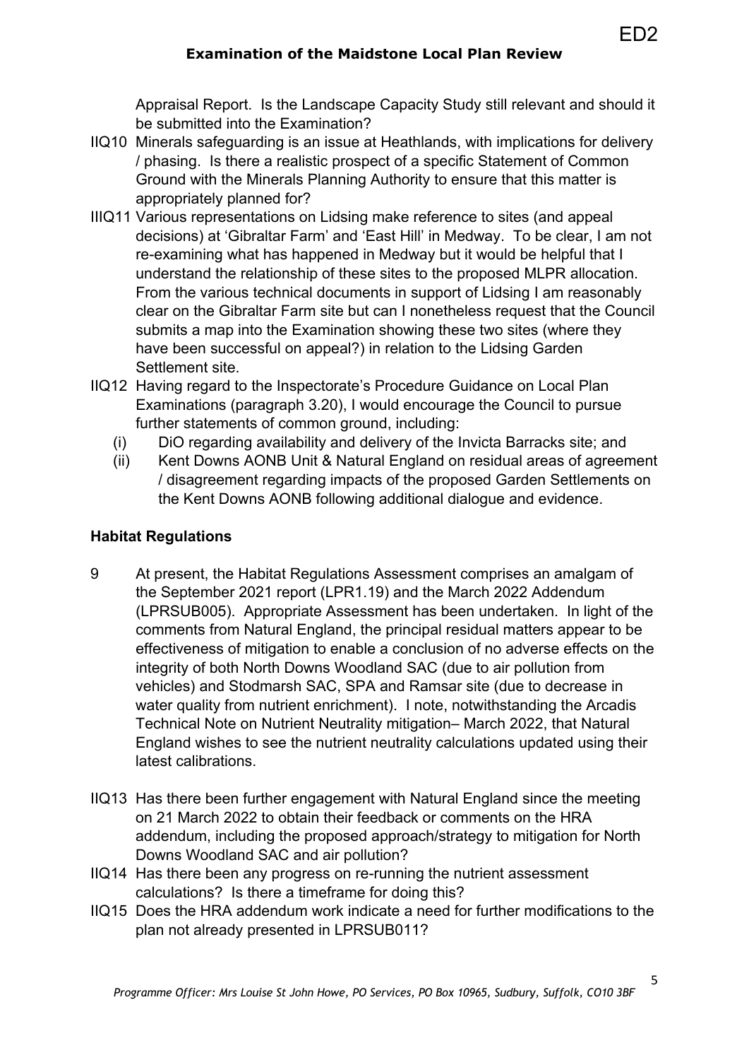Appraisal Report. Is the Landscape Capacity Study still relevant and should it be submitted into the Examination?

IIQ10 Minerals safeguarding is an issue at Heathlands, with implications for delivery / phasing. Is there a realistic prospect of a specific Statement of Common Ground with the Minerals Planning Authority to ensure that this matter is appropriately planned for?

IIIQ11 Various representations on Lidsing make reference to sites (and appeal decisions) at 'Gibraltar Farm' and 'East Hill' in Medway. To be clear, I am not re-examining what has happened in Medway but it would be helpful that I understand the relationship of these sites to the proposed MLPR allocation. From the various technical documents in support of Lidsing I am reasonably clear on the Gibraltar Farm site but can I nonetheless request that the Council submits a map into the Examination showing these two sites (where they have been successful on appeal?) in relation to the Lidsing Garden Settlement site.

IIQ12 Having regard to the Inspectorate's Procedure Guidance on Local Plan Examinations (paragraph 3.20), I would encourage the Council to pursue further statements of common ground, including:

(i) DiO regarding availability and delivery of the Invicta Barracks site; and
(ii) Kent Downs AONB Unit & Natural England on residual areas of agreement / disagreement regarding impacts of the proposed Garden Settlements on the Kent Downs AONB following additional dialogue and evidence.

**Habitat Regulations**

9 At present, the Habitat Regulations Assessment comprises an amalgam of the September 2021 report (LPR1.19) and the March 2022 Addendum (LPRSUB005). Appropriate Assessment has been undertaken. In light of the comments from Natural England, the principal residual matters appear to be effectiveness of mitigation to enable a conclusion of no adverse effects on the integrity of both North Downs Woodland SAC (due to air pollution from vehicles) and Stodmarsh SAC, SPA and Ramsar site (due to decrease in water quality from nutrient enrichment). I note, notwithstanding the Arcadis Technical Note on Nutrient Neutrality mitigation– March 2022, that Natural England wishes to see the nutrient neutrality calculations updated using their latest calibrations.

IIQ13 Has there been further engagement with Natural England since the meeting on 21 March 2022 to obtain their feedback or comments on the HRA addendum, including the proposed approach/strategy to mitigation for North Downs Woodland SAC and air pollution?

IIQ14 Has there been any progress on re-running the nutrient assessment calculations? Is there a timeframe for doing this?

IIQ15 Does the HRA addendum work indicate a need for further modifications to the plan not already presented in LPRSUB011?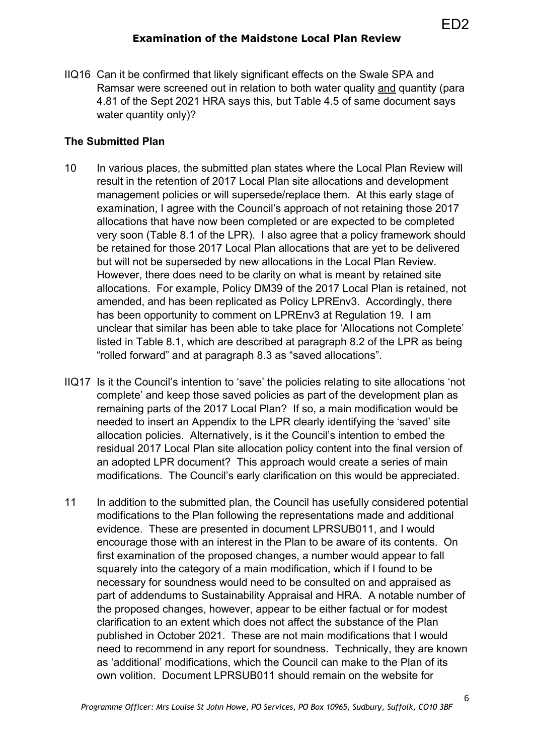IIQ16 Can it be confirmed that likely significant effects on the Swale SPA and Ramsar were screened out in relation to both water quality and quantity (para 4.81 of the Sept 2021 HRA says this, but Table 4.5 of same document says water quantity only)?

### The Submitted Plan

10 In various places, the submitted plan states where the Local Plan Review will result in the retention of 2017 Local Plan site allocations and development management policies or will supersede/replace them. At this early stage of examination, I agree with the Council's approach of not retaining those 2017 allocations that have now been completed or are expected to be completed very soon (Table 8.1 of the LPR). I also agree that a policy framework should be retained for those 2017 Local Plan allocations that are yet to be delivered but will not be superseded by new allocations in the Local Plan Review. However, there does need to be clarity on what is meant by retained site allocations. For example, Policy DM39 of the 2017 Local Plan is retained, not amended, and has been replicated as Policy LPREnv3. Accordingly, there has been opportunity to comment on LPREnv3 at Regulation 19. I am unclear that similar has been able to take place for 'Allocations not Complete' listed in Table 8.1, which are described at paragraph 8.2 of the LPR as being "rolled forward" and at paragraph 8.3 as "saved allocations".

IIQ17 Is it the Council's intention to 'save' the policies relating to site allocations 'not complete' and keep those saved policies as part of the development plan as remaining parts of the 2017 Local Plan? If so, a main modification would be needed to insert an Appendix to the LPR clearly identifying the 'saved' site allocation policies. Alternatively, is it the Council's intention to embed the residual 2017 Local Plan site allocation policy content into the final version of an adopted LPR document? This approach would create a series of main modifications. The Council's early clarification on this would be appreciated.

11 In addition to the submitted plan, the Council has usefully considered potential modifications to the Plan following the representations made and additional evidence. These are presented in document LPRSUB011, and I would encourage those with an interest in the Plan to be aware of its contents. On first examination of the proposed changes, a number would appear to fall squarely into the category of a main modification, which if I found to be necessary for soundness would need to be consulted on and appraised as part of addendums to Sustainability Appraisal and HRA. A notable number of the proposed changes, however, appear to be either factual or for modest clarification to an extent which does not affect the substance of the Plan published in October 2021. These are not main modifications that I would need to recommend in any report for soundness. Technically, they are known as 'additional' modifications, which the Council can make to the Plan of its own volition. Document LPRSUB011 should remain on the website for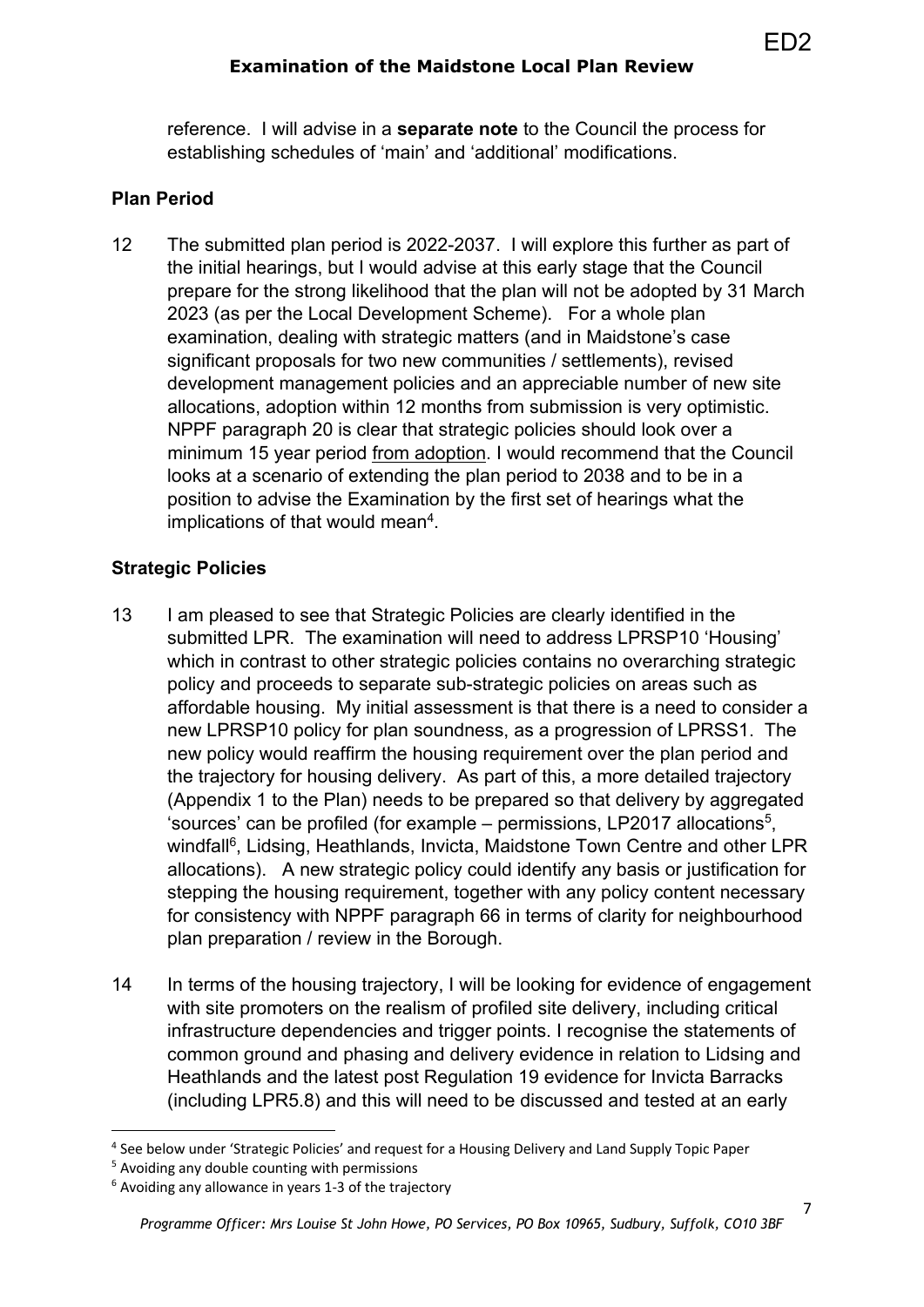reference. I will advise in a **separate note** to the Council the process for establishing schedules of 'main' and 'additional' modifications.

## Plan Period

12 The submitted plan period is 2022-2037. I will explore this further as part of the initial hearings, but I would advise at this early stage that the Council prepare for the strong likelihood that the plan will not be adopted by 31 March 2023 (as per the Local Development Scheme). For a whole plan examination, dealing with strategic matters (and in Maidstone's case significant proposals for two new communities / settlements), revised development management policies and an appreciable number of new site allocations, adoption within 12 months from submission is very optimistic. NPPF paragraph 20 is clear that strategic policies should look over a minimum 15 year period from adoption. I would recommend that the Council looks at a scenario of extending the plan period to 2038 and to be in a position to advise the Examination by the first set of hearings what the implications of that would mean[4].

## Strategic Policies

13 I am pleased to see that Strategic Policies are clearly identified in the submitted LPR. The examination will need to address LPRSP10 'Housing' which in contrast to other strategic policies contains no overarching strategic policy and proceeds to separate sub-strategic policies on areas such as affordable housing. My initial assessment is that there is a need to consider a new LPRSP10 policy for plan soundness, as a progression of LPRSS1. The new policy would reaffirm the housing requirement over the plan period and the trajectory for housing delivery. As part of this, a more detailed trajectory (Appendix 1 to the Plan) needs to be prepared so that delivery by aggregated 'sources' can be profiled (for example – permissions, LP2017 allocations[5], windfall[6], Lidsing, Heathlands, Invicta, Maidstone Town Centre and other LPR allocations). A new strategic policy could identify any basis or justification for stepping the housing requirement, together with any policy content necessary for consistency with NPPF paragraph 66 in terms of clarity for neighbourhood plan preparation / review in the Borough.

14 In terms of the housing trajectory, I will be looking for evidence of engagement with site promoters on the realism of profiled site delivery, including critical infrastructure dependencies and trigger points. I recognise the statements of common ground and phasing and delivery evidence in relation to Lidsing and Heathlands and the latest post Regulation 19 evidence for Invicta Barracks (including LPR5.8) and this will need to be discussed and tested at an early

[4] See below under 'Strategic Policies' and request for a Housing Delivery and Land Supply Topic Paper

[5] Avoiding any double counting with permissions

[6] Avoiding any allowance in years 1-3 of the trajectory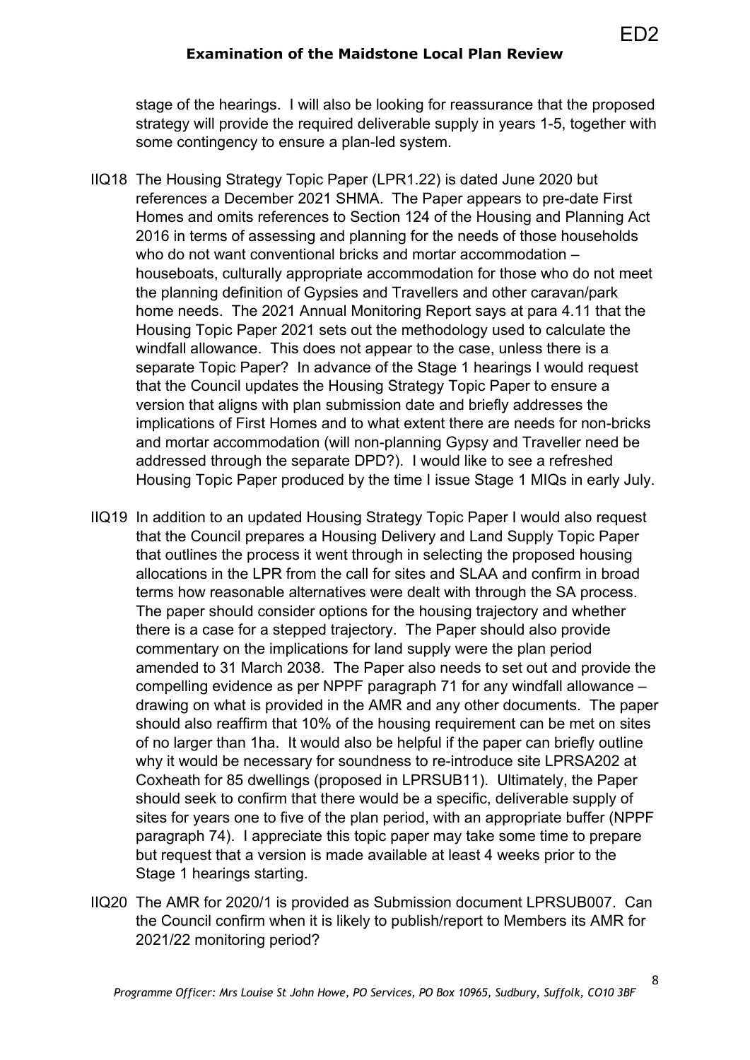stage of the hearings. I will also be looking for reassurance that the proposed strategy will provide the required deliverable supply in years 1-5, together with some contingency to ensure a plan-led system.

IIQ18 The Housing Strategy Topic Paper (LPR1.22) is dated June 2020 but references a December 2021 SHMA. The Paper appears to pre-date First Homes and omits references to Section 124 of the Housing and Planning Act 2016 in terms of assessing and planning for the needs of those households who do not want conventional bricks and mortar accommodation – houseboats, culturally appropriate accommodation for those who do not meet the planning definition of Gypsies and Travellers and other caravan/park home needs. The 2021 Annual Monitoring Report says at para 4.11 that the Housing Topic Paper 2021 sets out the methodology used to calculate the windfall allowance. This does not appear to the case, unless there is a separate Topic Paper? In advance of the Stage 1 hearings I would request that the Council updates the Housing Strategy Topic Paper to ensure a version that aligns with plan submission date and briefly addresses the implications of First Homes and to what extent there are needs for non-bricks and mortar accommodation (will non-planning Gypsy and Traveller need be addressed through the separate DPD?). I would like to see a refreshed Housing Topic Paper produced by the time I issue Stage 1 MIQs in early July.

IIQ19 In addition to an updated Housing Strategy Topic Paper I would also request that the Council prepares a Housing Delivery and Land Supply Topic Paper that outlines the process it went through in selecting the proposed housing allocations in the LPR from the call for sites and SLAA and confirm in broad terms how reasonable alternatives were dealt with through the SA process. The paper should consider options for the housing trajectory and whether there is a case for a stepped trajectory. The Paper should also provide commentary on the implications for land supply were the plan period amended to 31 March 2038. The Paper also needs to set out and provide the compelling evidence as per NPPF paragraph 71 for any windfall allowance – drawing on what is provided in the AMR and any other documents. The paper should also reaffirm that 10% of the housing requirement can be met on sites of no larger than 1ha. It would also be helpful if the paper can briefly outline why it would be necessary for soundness to re-introduce site LPRSA202 at Coxheath for 85 dwellings (proposed in LPRSUB11). Ultimately, the Paper should seek to confirm that there would be a specific, deliverable supply of sites for years one to five of the plan period, with an appropriate buffer (NPPF paragraph 74). I appreciate this topic paper may take some time to prepare but request that a version is made available at least 4 weeks prior to the Stage 1 hearings starting.

IIQ20 The AMR for 2020/1 is provided as Submission document LPRSUB007. Can the Council confirm when it is likely to publish/report to Members its AMR for 2021/22 monitoring period?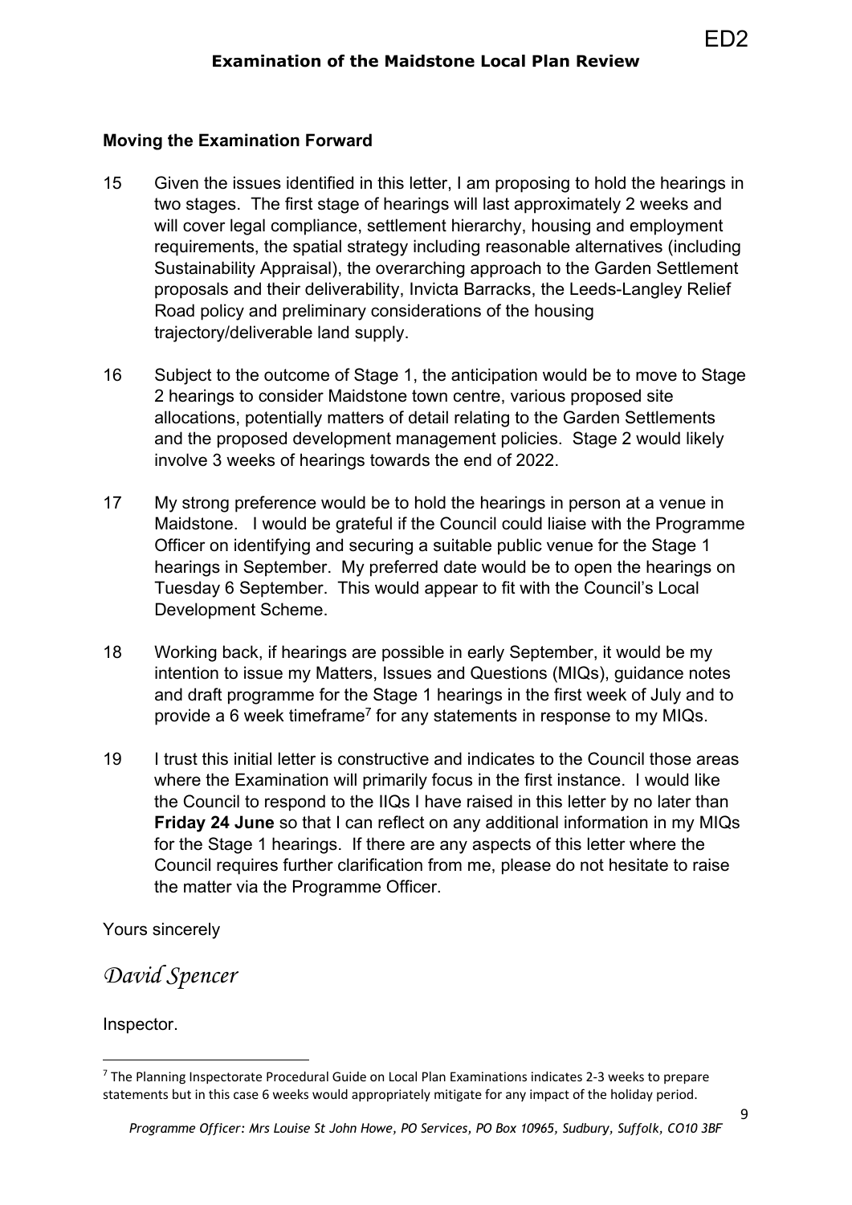**Moving the Examination Forward**

15 Given the issues identified in this letter, I am proposing to hold the hearings in two stages. The first stage of hearings will last approximately 2 weeks and will cover legal compliance, settlement hierarchy, housing and employment requirements, the spatial strategy including reasonable alternatives (including Sustainability Appraisal), the overarching approach to the Garden Settlement proposals and their deliverability, Invicta Barracks, the Leeds-Langley Relief Road policy and preliminary considerations of the housing trajectory/deliverable land supply.

16 Subject to the outcome of Stage 1, the anticipation would be to move to Stage 2 hearings to consider Maidstone town centre, various proposed site allocations, potentially matters of detail relating to the Garden Settlements and the proposed development management policies. Stage 2 would likely involve 3 weeks of hearings towards the end of 2022.

17 My strong preference would be to hold the hearings in person at a venue in Maidstone. I would be grateful if the Council could liaise with the Programme Officer on identifying and securing a suitable public venue for the Stage 1 hearings in September. My preferred date would be to open the hearings on Tuesday 6 September. This would appear to fit with the Council's Local Development Scheme.

18 Working back, if hearings are possible in early September, it would be my intention to issue my Matters, Issues and Questions (MIQs), guidance notes and draft programme for the Stage 1 hearings in the first week of July and to provide a 6 week timeframe[7] for any statements in response to my MIQs.

19 I trust this initial letter is constructive and indicates to the Council those areas where the Examination will primarily focus in the first instance. I would like the Council to respond to the IIQs I have raised in this letter by no later than **Friday 24 June** so that I can reflect on any additional information in my MIQs for the Stage 1 hearings. If there are any aspects of this letter where the Council requires further clarification from me, please do not hesitate to raise the matter via the Programme Officer.

Yours sincerely

*David Spencer*

Inspector.

[7] The Planning Inspectorate Procedural Guide on Local Plan Examinations indicates 2-3 weeks to prepare statements but in this case 6 weeks would appropriately mitigate for any impact of the holiday period.